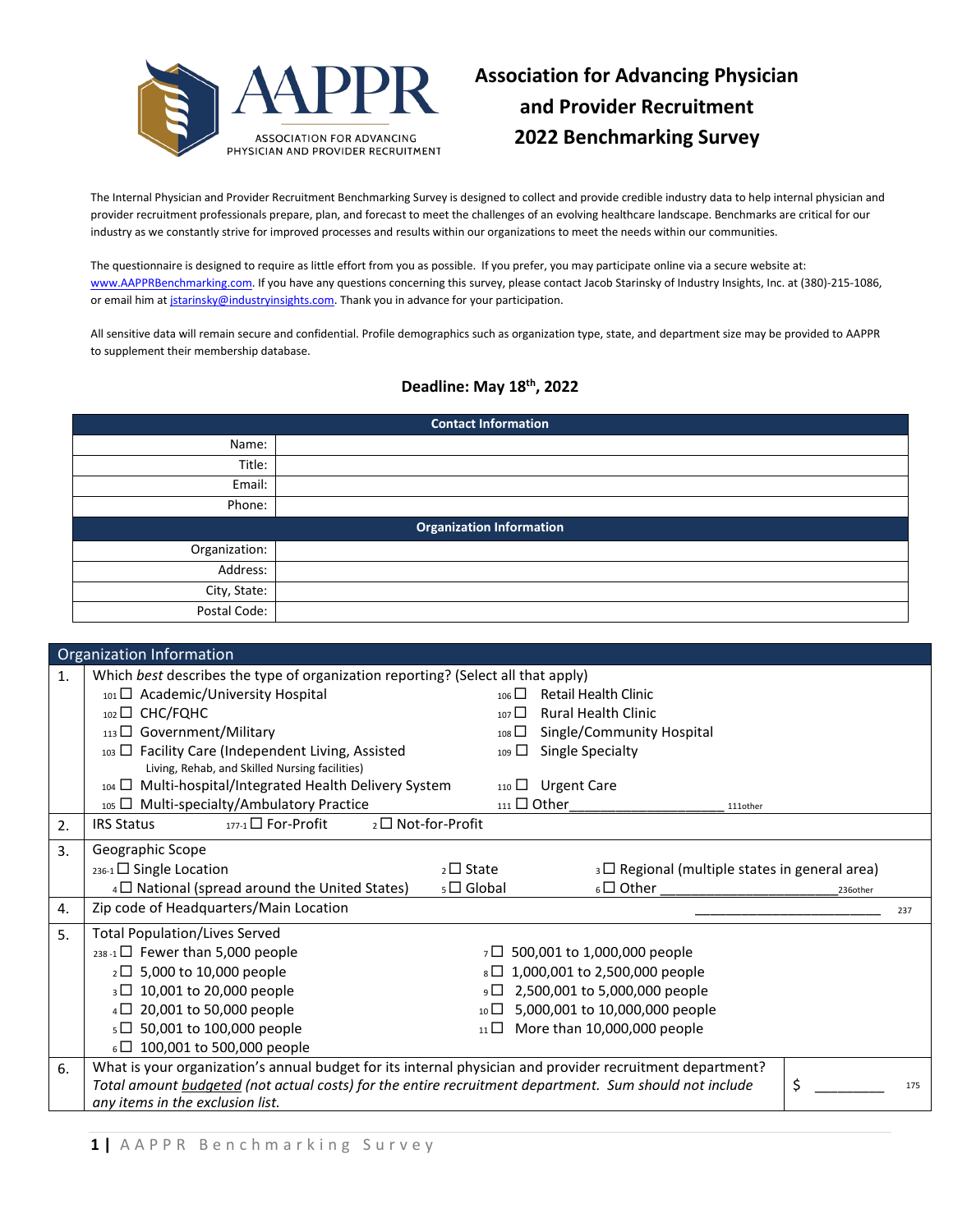# Association for Advancing Physician and Provider Recruitment

# 2022 Benchmarking Survey

The Internal Physician and Provider Recruitment Benchmarking Survey is designed to collect and provide credible industry data to help internal physician and provider recruitment professionals prepare, plan, and forecast to meet the challenges of an evolving healthcare landscape. Benchmarks are critical for our industry as we constantly strive for improved processes and results within our organizations to meet the needs within our communities.

The questionnaire is designed to require as little effort from you as possible. If you prefer, you may participate online via a secure website at: www.AAPPRBenchmarking.com. If you have any questions concerning this survey, please contact Jacob Starinsky of Industry Insights, Inc. at (380)-215-1086, or email him at jstarinsky@industryinsights.com. Thank you in advance for your participation.

All sensitive data will remain secure and confidential. Profile demographics such as organization type, state, and department size may be provided to AAPPR to supplement their membership database.

**Deadline: May 18th, 2022**

| Contact Information | |
|---|---|
| Name: | |
| Title: | |
| Email: | |
| Phone: | |
| **Organization Information** | |
| Organization: | |
| Address: | |
| City, State: | |
| Postal Code: | |

## Organization Information

**1.** Which *best* describes the type of organization reporting? (Select all that apply)

- 101 ☐ Academic/University Hospital
- 102 ☐ CHC/FQHC
- 113 ☐ Government/Military
- 103 ☐ Facility Care (Independent Living, Assisted Living, Rehab, and Skilled Nursing facilities)
- 104 ☐ Multi-hospital/Integrated Health Delivery System
- 105 ☐ Multi-specialty/Ambulatory Practice
- 106 ☐ Retail Health Clinic
- 107 ☐ Rural Health Clinic
- 108 ☐ Single/Community Hospital
- 109 ☐ Single Specialty
- 110 ☐ Urgent Care
- 111 ☐ Other____________________ 111other

**2.** IRS Status 177-1 ☐ For-Profit 2 ☐ Not-for-Profit

**3.** Geographic Scope

- 236-1 ☐ Single Location
- 2 ☐ State
- 3 ☐ Regional (multiple states in general area)
- 4 ☐ National (spread around the United States)
- 5 ☐ Global
- 6 ☐ Other ______________________ 236other

**4.** Zip code of Headquarters/Main Location ________________________ 237

**5.** Total Population/Lives Served

- 238-1 ☐ Fewer than 5,000 people
- 2 ☐ 5,000 to 10,000 people
- 3 ☐ 10,001 to 20,000 people
- 4 ☐ 20,001 to 50,000 people
- 5 ☐ 50,001 to 100,000 people
- 6 ☐ 100,001 to 500,000 people
- 7 ☐ 500,001 to 1,000,000 people
- 8 ☐ 1,000,001 to 2,500,000 people
- 9 ☐ 2,500,001 to 5,000,000 people
- 10 ☐ 5,000,001 to 10,000,000 people
- 11 ☐ More than 10,000,000 people

**6.** What is your organization's annual budget for its internal physician and provider recruitment department? *Total amount budgeted (not actual costs) for the entire recruitment department. Sum should not include any items in the exclusion list.* $ _________ 175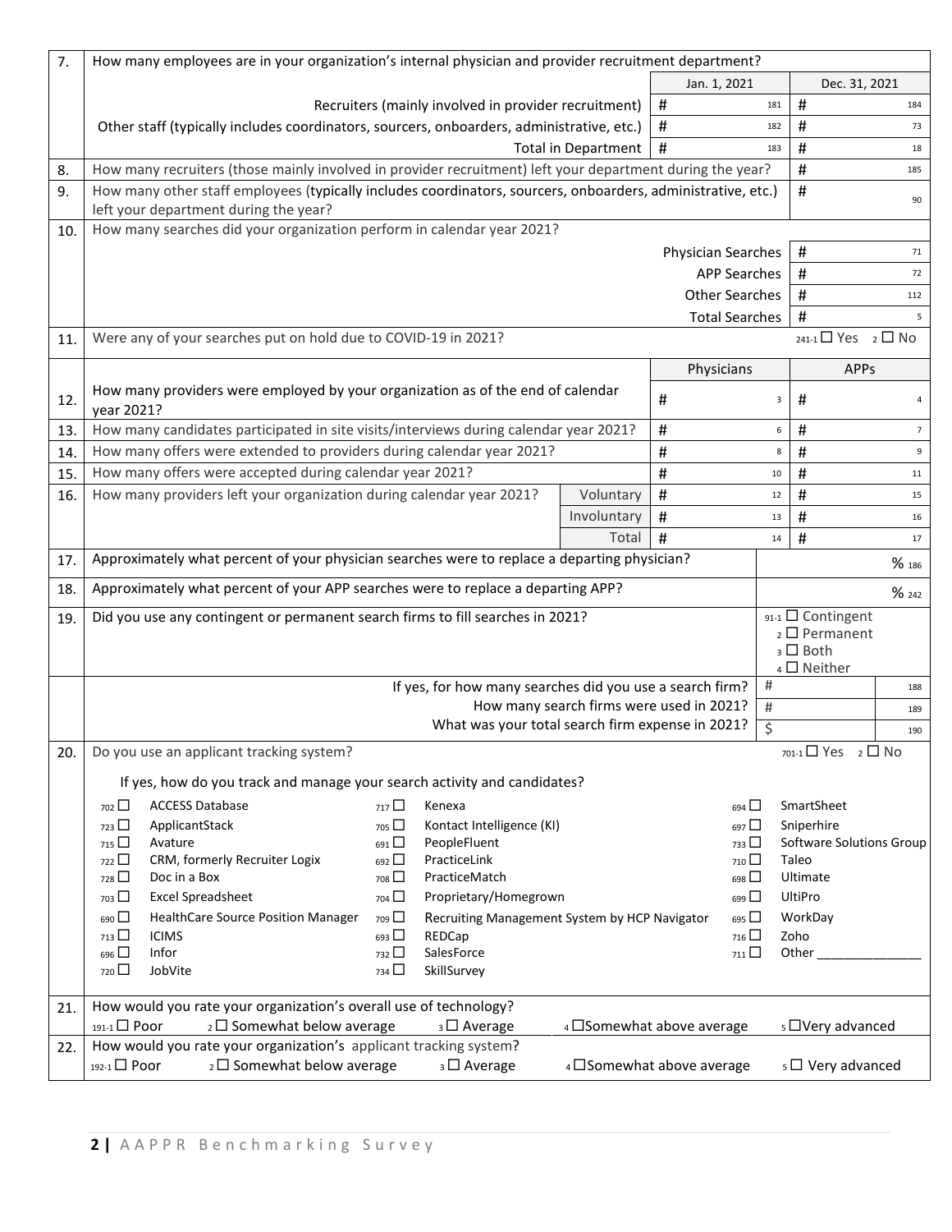| | | | |
|---|---|---|---|
| 7. | How many employees are in your organization's internal physician and provider recruitment department? | Jan. 1, 2021 | Dec. 31, 2021 |
| | Recruiters (mainly involved in provider recruitment) | # 181 | # 184 |
| | Other staff (typically includes coordinators, sourcers, onboarders, administrative, etc.) | # 182 | # 73 |
| | Total in Department | # 183 | # 18 |
| 8. | How many recruiters (those mainly involved in provider recruitment) left your department during the year? | | # 185 |
| 9. | How many other staff employees (typically includes coordinators, sourcers, onboarders, administrative, etc.) left your department during the year? | | # 90 |
| 10. | How many searches did your organization perform in calendar year 2021? | | |
| | Physician Searches | | # 71 |
| | APP Searches | | # 72 |
| | Other Searches | | # 112 |
| | Total Searches | | # 5 |
| 11. | Were any of your searches put on hold due to COVID-19 in 2021? | | 241-1 ☐ Yes 2 ☐ No |

| | | | Physicians | APPs |
|---|---|---|---|---|
| 12. | How many providers were employed by your organization as of the end of calendar year 2021? | | # 3 | # 4 |
| 13. | How many candidates participated in site visits/interviews during calendar year 2021? | | # 6 | # 7 |
| 14. | How many offers were extended to providers during calendar year 2021? | | # 8 | # 9 |
| 15. | How many offers were accepted during calendar year 2021? | | # 10 | # 11 |
| 16. | How many providers left your organization during calendar year 2021? | Voluntary | # 12 | # 15 |
| | | Involuntary | # 13 | # 16 |
| | | Total | # 14 | # 17 |

17. Approximately what percent of your physician searches were to replace a departing physician? ______ % 186

18. Approximately what percent of your APP searches were to replace a departing APP? ______ % 242

19. Did you use any contingent or permanent search firms to fill searches in 2021?
91-1 ☐ Contingent
2 ☐ Permanent
3 ☐ Both
4 ☐ Neither

If yes, for how many searches did you use a search firm? # ______ 188
How many search firms were used in 2021? # ______ 189
What was your total search firm expense in 2021? $ ______ 190

20. Do you use an applicant tracking system? 701-1 ☐ Yes 2 ☐ No

If yes, how do you track and manage your search activity and candidates?

| | | |
|---|---|---|
| 702 ☐ ACCESS Database | 717 ☐ Kenexa | 694 ☐ SmartSheet |
| 723 ☐ ApplicantStack | 705 ☐ Kontact Intelligence (KI) | 697 ☐ Sniperhire |
| 715 ☐ Avature | 691 ☐ PeopleFluent | 733 ☐ Software Solutions Group |
| 722 ☐ CRM, formerly Recruiter Logix | 692 ☐ PracticeLink | 710 ☐ Taleo |
| 728 ☐ Doc in a Box | 708 ☐ PracticeMatch | 698 ☐ Ultimate |
| 703 ☐ Excel Spreadsheet | 704 ☐ Proprietary/Homegrown | 699 ☐ UltiPro |
| 690 ☐ HealthCare Source Position Manager | 709 ☐ Recruiting Management System by HCP Navigator | 695 ☐ WorkDay |
| 713 ☐ ICIMS | 693 ☐ REDCap | 716 ☐ Zoho |
| 696 ☐ Infor | 732 ☐ SalesForce | 711 ☐ Other _______________ |
| 720 ☐ JobVite | 734 ☐ SkillSurvey | |

21. How would you rate your organization's overall use of technology?
191-1 ☐ Poor 2 ☐ Somewhat below average 3 ☐ Average 4 ☐ Somewhat above average 5 ☐ Very advanced

22. How would you rate your organization's applicant tracking system?
192-1 ☐ Poor 2 ☐ Somewhat below average 3 ☐ Average 4 ☐ Somewhat above average 5 ☐ Very advanced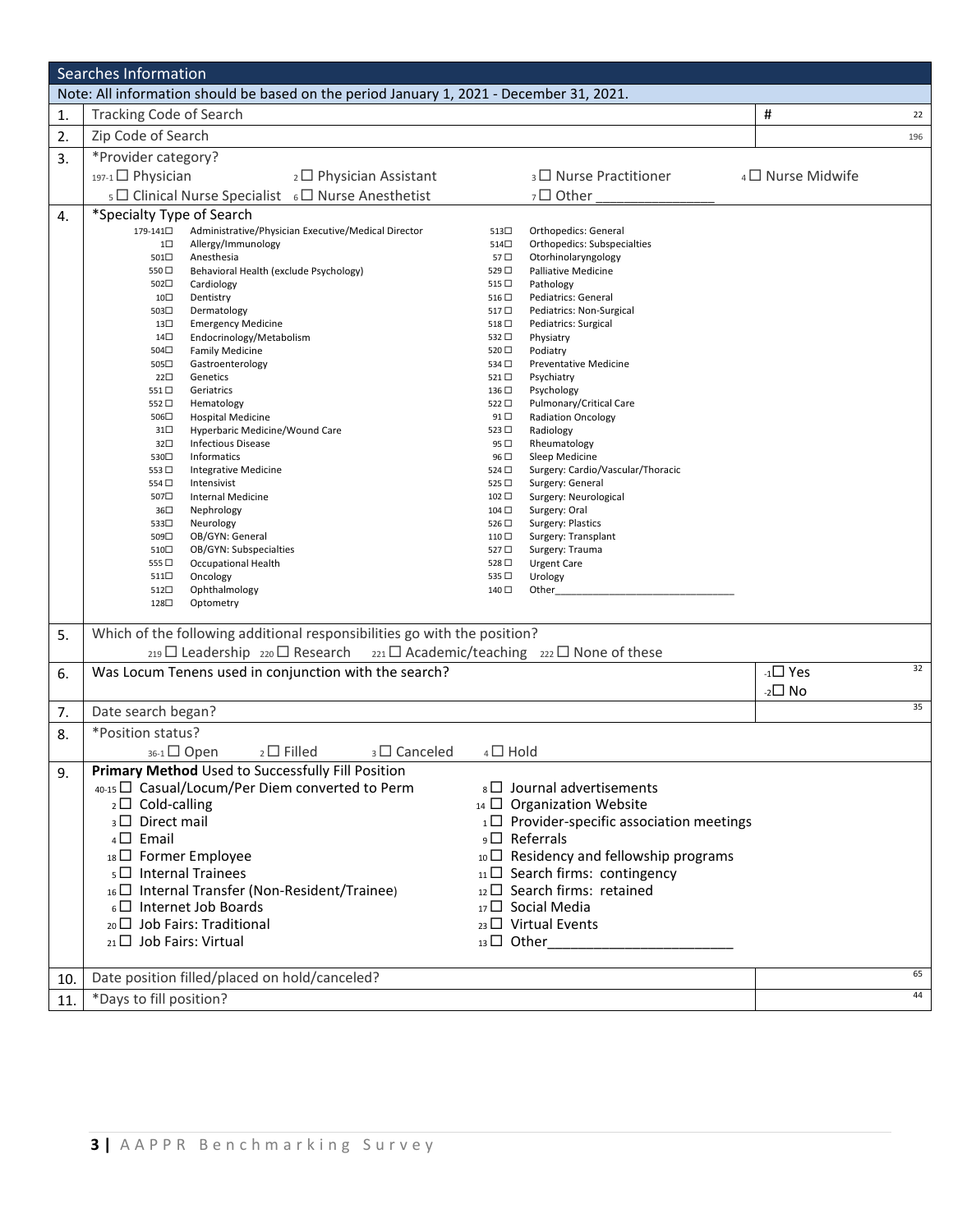## Searches Information

Note: All information should be based on the period January 1, 2021 - December 31, 2021.

| | | |
|---|---|---|
| 1. | Tracking Code of Search | # 22 |
| 2. | Zip Code of Search | 196 |

**3.** *Provider category?

197-1 ☐ Physician   2 ☐ Physician Assistant   3 ☐ Nurse Practitioner   4 ☐ Nurse Midwife

5 ☐ Clinical Nurse Specialist   6 ☐ Nurse Anesthetist   7 ☐ Other _______________

**4.** *Specialty Type of Search

| | | | |
|---|---|---|---|
| 179-141☐ | Administrative/Physician Executive/Medical Director | 513☐ | Orthopedics: General |
| 1☐ | Allergy/Immunology | 514☐ | Orthopedics: Subspecialties |
| 501☐ | Anesthesia | 57 ☐ | Otorhinolaryngology |
| 550 ☐ | Behavioral Health (exclude Psychology) | 529 ☐ | Palliative Medicine |
| 502☐ | Cardiology | 515 ☐ | Pathology |
| 10☐ | Dentistry | 516 ☐ | Pediatrics: General |
| 503☐ | Dermatology | 517 ☐ | Pediatrics: Non-Surgical |
| 13☐ | Emergency Medicine | 518 ☐ | Pediatrics: Surgical |
| 14☐ | Endocrinology/Metabolism | 532 ☐ | Physiatry |
| 504☐ | Family Medicine | 520 ☐ | Podiatry |
| 505☐ | Gastroenterology | 534 ☐ | Preventative Medicine |
| 22☐ | Genetics | 521 ☐ | Psychiatry |
| 551 ☐ | Geriatrics | 136 ☐ | Psychology |
| 552 ☐ | Hematology | 522 ☐ | Pulmonary/Critical Care |
| 506☐ | Hospital Medicine | 91 ☐ | Radiation Oncology |
| 31☐ | Hyperbaric Medicine/Wound Care | 523 ☐ | Radiology |
| 32☐ | Infectious Disease | 95 ☐ | Rheumatology |
| 530☐ | Informatics | 96 ☐ | Sleep Medicine |
| 553 ☐ | Integrative Medicine | 524 ☐ | Surgery: Cardio/Vascular/Thoracic |
| 554 ☐ | Intensivist | 525 ☐ | Surgery: General |
| 507☐ | Internal Medicine | 102 ☐ | Surgery: Neurological |
| 36☐ | Nephrology | 104 ☐ | Surgery: Oral |
| 533☐ | Neurology | 526 ☐ | Surgery: Plastics |
| 509☐ | OB/GYN: General | 110 ☐ | Surgery: Transplant |
| 510☐ | OB/GYN: Subspecialties | 527 ☐ | Surgery: Trauma |
| 555 ☐ | Occupational Health | 528 ☐ | Urgent Care |
| 511☐ | Oncology | 535 ☐ | Urology |
| 512☐ | Ophthalmology | 140 ☐ | Other_______________________________ |
| 128☐ | Optometry | | |

**5.** Which of the following additional responsibilities go with the position?

219 ☐ Leadership   220 ☐ Research   221 ☐ Academic/teaching   222 ☐ None of these

| | | |
|---|---|---|
| 6. | Was Locum Tenens used in conjunction with the search? | -1☐ Yes -2☐ No 32 |
| 7. | Date search began? | 35 |

**8.** *Position status?

36-1 ☐ Open   2 ☐ Filled   3 ☐ Canceled   4 ☐ Hold

**9.** **Primary Method** Used to Successfully Fill Position

| | |
|---|---|
| 40-15 ☐ Casual/Locum/Per Diem converted to Perm | 8 ☐ Journal advertisements |
| 2 ☐ Cold-calling | 14 ☐ Organization Website |
| 3 ☐ Direct mail | 1 ☐ Provider-specific association meetings |
| 4 ☐ Email | 9 ☐ Referrals |
| 18 ☐ Former Employee | 10 ☐ Residency and fellowship programs |
| 5 ☐ Internal Trainees | 11 ☐ Search firms: contingency |
| 16 ☐ Internal Transfer (Non-Resident/Trainee) | 12 ☐ Search firms: retained |
| 6 ☐ Internet Job Boards | 17 ☐ Social Media |
| 20 ☐ Job Fairs: Traditional | 23 ☐ Virtual Events |
| 21 ☐ Job Fairs: Virtual | 13 ☐ Other_______________________ |

| | | |
|---|---|---|
| 10. | Date position filled/placed on hold/canceled? | 65 |
| 11. | *Days to fill position? | 44 |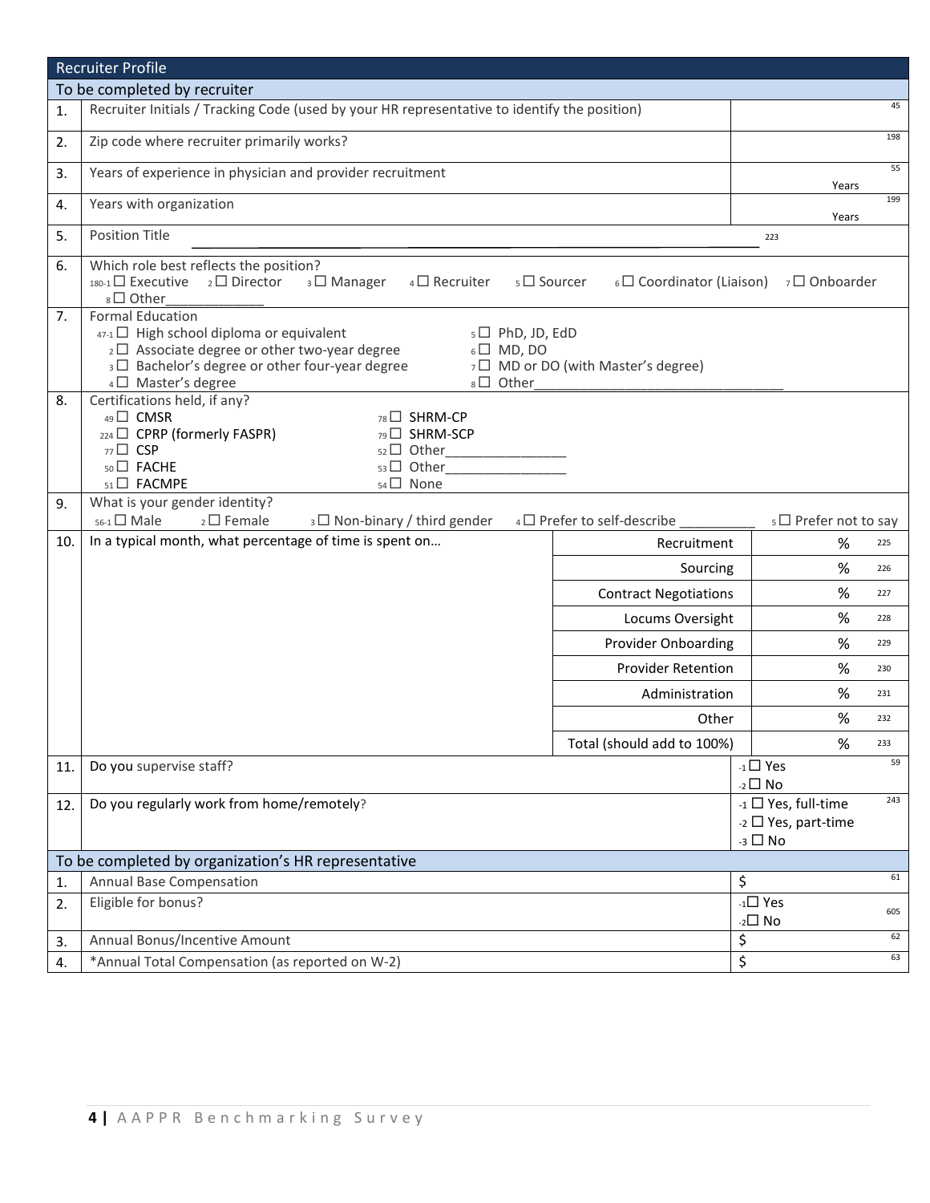## Recruiter Profile

### To be completed by recruiter

| | | |
|---|---|---|
| 1. | Recruiter Initials / Tracking Code (used by your HR representative to identify the position) | 45 |
| 2. | Zip code where recruiter primarily works? | 198 |
| 3. | Years of experience in physician and provider recruitment | Years 55 |
| 4. | Years with organization | Years 199 |
| 5. | Position Title ____________________ | 223 |

6. Which role best reflects the position?
   180-1 ☐ Executive  2 ☐ Director  3 ☐ Manager  4 ☐ Recruiter  5 ☐ Sourcer  6 ☐ Coordinator (Liaison)  7 ☐ Onboarder  8 ☐ Other____________

7. Formal Education
   - 47-1 ☐ High school diploma or equivalent
   - 2 ☐ Associate degree or other two-year degree
   - 3 ☐ Bachelor's degree or other four-year degree
   - 4 ☐ Master's degree
   - 5 ☐ PhD, JD, EdD
   - 6 ☐ MD, DO
   - 7 ☐ MD or DO (with Master's degree)
   - 8 ☐ Other________________________________

8. Certifications held, if any?
   - 49 ☐ CMSR
   - 224 ☐ CPRP (formerly FASPR)
   - 77 ☐ CSP
   - 50 ☐ FACHE
   - 51 ☐ FACMPE
   - 78 ☐ SHRM-CP
   - 79 ☐ SHRM-SCP
   - 52 ☐ Other_______________
   - 53 ☐ Other_______________
   - 54 ☐ None

9. What is your gender identity?
   56-1 ☐ Male  2 ☐ Female  3 ☐ Non-binary / third gender  4 ☐ Prefer to self-describe __________  5 ☐ Prefer not to say

10. In a typical month, what percentage of time is spent on…

| | | |
|---|---|---|
| Recruitment | % | 225 |
| Sourcing | % | 226 |
| Contract Negotiations | % | 227 |
| Locums Oversight | % | 228 |
| Provider Onboarding | % | 229 |
| Provider Retention | % | 230 |
| Administration | % | 231 |
| Other | % | 232 |
| Total (should add to 100%) | % | 233 |

| | | |
|---|---|---|
| 11. | Do you supervise staff? | -1 ☐ Yes<br>-2 ☐ No (59) |
| 12. | Do you regularly work from home/remotely? | -1 ☐ Yes, full-time<br>-2 ☐ Yes, part-time<br>-3 ☐ No (243) |

### To be completed by organization's HR representative

| | | |
|---|---|---|
| 1. | Annual Base Compensation | $ (61) |
| 2. | Eligible for bonus? | -1 ☐ Yes<br>-2 ☐ No (605) |
| 3. | Annual Bonus/Incentive Amount | $ (62) |
| 4. | *Annual Total Compensation (as reported on W-2) | $ (63) |